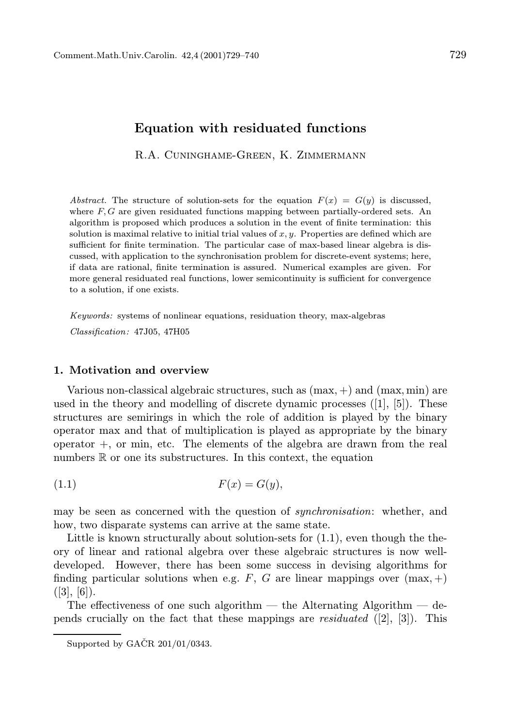# Equation with residuated functions

R.A. Cuninghame-Green, K. Zimmermann

*Abstract.* The structure of solution-sets for the equation $F(x) = G(y)$ is discussed, where $F, G$ are given residuated functions mapping between partially-ordered sets. An algorithm is proposed which produces a solution in the event of finite termination: this solution is maximal relative to initial trial values of $x, y$. Properties are defined which are sufficient for finite termination. The particular case of max-based linear algebra is discussed, with application to the synchronisation problem for discrete-event systems; here, if data are rational, finite termination is assured. Numerical examples are given. For more general residuated real functions, lower semicontinuity is sufficient for convergence to a solution, if one exists.

*Keywords:* systems of nonlinear equations, residuation theory, max-algebras

*Classification:* 47J05, 47H05

## 1. Motivation and overview

Various non-classical algebraic structures, such as $(\max, +)$ and $(\max, \min)$ are used in the theory and modelling of discrete dynamic processes ([1], [5]). These structures are semirings in which the role of addition is played by the binary operator max and that of multiplication is played as appropriate by the binary operator $+$, or min, etc. The elements of the algebra are drawn from the real numbers $\mathbb{R}$ or one its substructures. In this context, the equation

$$F(x) = G(y), \tag{1.1}$$

may be seen as concerned with the question of *synchronisation*: whether, and how, two disparate systems can arrive at the same state.

Little is known structurally about solution-sets for (1.1), even though the theory of linear and rational algebra over these algebraic structures is now well-developed. However, there has been some success in devising algorithms for finding particular solutions when e.g. $F$, $G$ are linear mappings over $(\max, +)$ ([3], [6]).

The effectiveness of one such algorithm — the Alternating Algorithm — depends crucially on the fact that these mappings are *residuated* ([2], [3]). This

Supported by GAČR 201/01/0343.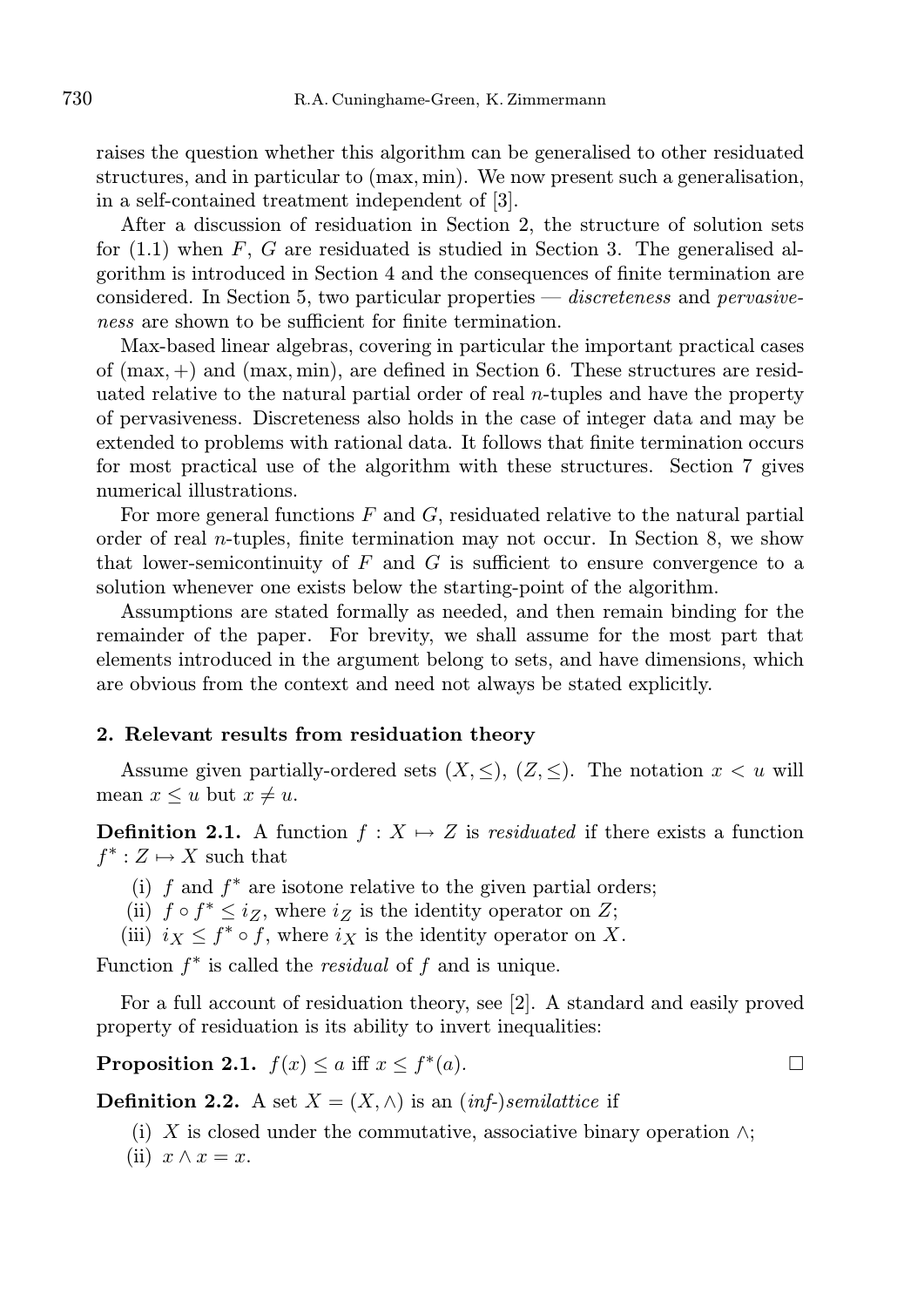raises the question whether this algorithm can be generalised to other residuated structures, and in particular to (max, min). We now present such a generalisation, in a self-contained treatment independent of [3].

After a discussion of residuation in Section 2, the structure of solution sets for (1.1) when $F$, $G$ are residuated is studied in Section 3. The generalised algorithm is introduced in Section 4 and the consequences of finite termination are considered. In Section 5, two particular properties — *discreteness* and *pervasiveness* are shown to be sufficient for finite termination.

Max-based linear algebras, covering in particular the important practical cases of (max, +) and (max, min), are defined in Section 6. These structures are residuated relative to the natural partial order of real $n$-tuples and have the property of pervasiveness. Discreteness also holds in the case of integer data and may be extended to problems with rational data. It follows that finite termination occurs for most practical use of the algorithm with these structures. Section 7 gives numerical illustrations.

For more general functions $F$ and $G$, residuated relative to the natural partial order of real $n$-tuples, finite termination may not occur. In Section 8, we show that lower-semicontinuity of $F$ and $G$ is sufficient to ensure convergence to a solution whenever one exists below the starting-point of the algorithm.

Assumptions are stated formally as needed, and then remain binding for the remainder of the paper. For brevity, we shall assume for the most part that elements introduced in the argument belong to sets, and have dimensions, which are obvious from the context and need not always be stated explicitly.

## 2. Relevant results from residuation theory

Assume given partially-ordered sets $(X, \leq)$, $(Z, \leq)$. The notation $x < u$ will mean $x \leq u$ but $x \neq u$.

**Definition 2.1.** A function $f : X \mapsto Z$ is *residuated* if there exists a function $f^* : Z \mapsto X$ such that

(i) $f$ and $f^*$ are isotone relative to the given partial orders;
(ii) $f \circ f^* \leq i_Z$, where $i_Z$ is the identity operator on $Z$;
(iii) $i_X \leq f^* \circ f$, where $i_X$ is the identity operator on $X$.

Function $f^*$ is called the *residual* of $f$ and is unique.

For a full account of residuation theory, see [2]. A standard and easily proved property of residuation is its ability to invert inequalities:

**Proposition 2.1.** $f(x) \leq a$ iff $x \leq f^*(a)$. □

**Definition 2.2.** A set $X = (X, \wedge)$ is an (*inf-*)*semilattice* if

(i) $X$ is closed under the commutative, associative binary operation $\wedge$;
(ii) $x \wedge x = x$.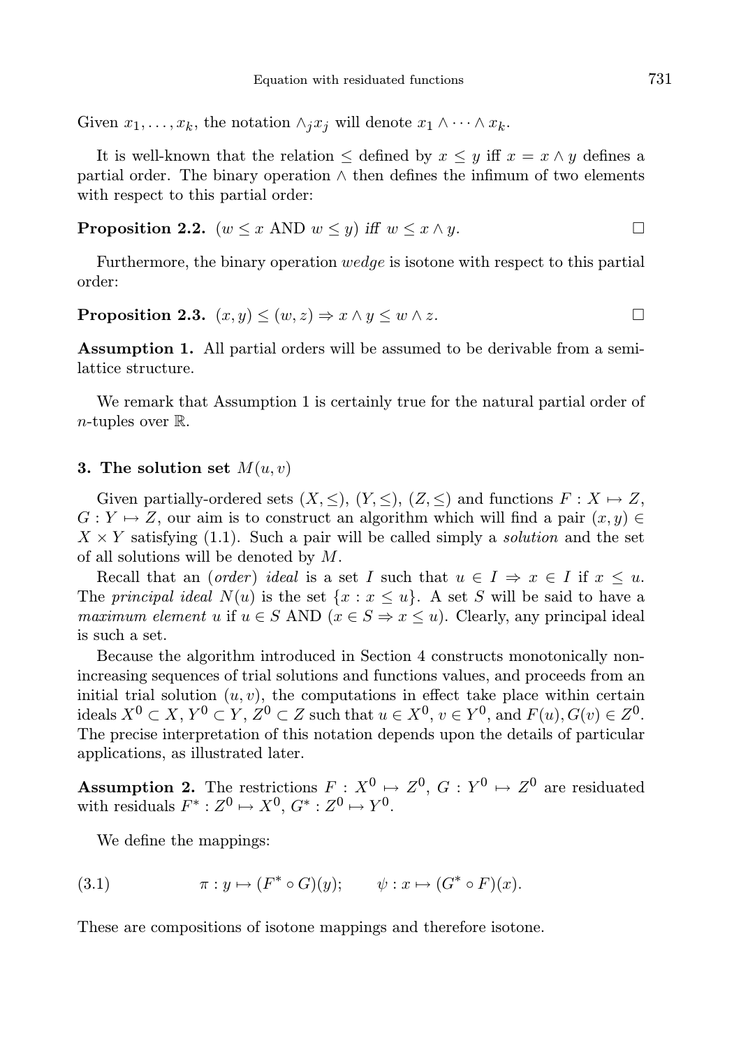Given $x_1, \ldots, x_k$, the notation $\wedge_j x_j$ will denote $x_1 \wedge \cdots \wedge x_k$.

It is well-known that the relation $\leq$ defined by $x \leq y$ iff $x = x \wedge y$ defines a partial order. The binary operation $\wedge$ then defines the infimum of two elements with respect to this partial order:

**Proposition 2.2.** ($w \leq x$ AND $w \leq y$) *iff* $w \leq x \wedge y$. □

Furthermore, the binary operation *wedge* is isotone with respect to this partial order:

**Proposition 2.3.** $(x, y) \leq (w, z) \Rightarrow x \wedge y \leq w \wedge z$. □

**Assumption 1.** All partial orders will be assumed to be derivable from a semi-lattice structure.

We remark that Assumption 1 is certainly true for the natural partial order of $n$-tuples over $\mathbb{R}$.

### 3. The solution set $M(u, v)$

Given partially-ordered sets $(X, \leq)$, $(Y, \leq)$, $(Z, \leq)$ and functions $F : X \mapsto Z$, $G : Y \mapsto Z$, our aim is to construct an algorithm which will find a pair $(x, y) \in X \times Y$ satisfying (1.1). Such a pair will be called simply a *solution* and the set of all solutions will be denoted by $M$.

Recall that an (*order*) *ideal* is a set $I$ such that $u \in I \Rightarrow x \in I$ if $x \leq u$. The *principal ideal* $N(u)$ is the set $\{x : x \leq u\}$. A set $S$ will be said to have a *maximum element* $u$ if $u \in S$ AND ($x \in S \Rightarrow x \leq u$). Clearly, any principal ideal is such a set.

Because the algorithm introduced in Section 4 constructs monotonically non-increasing sequences of trial solutions and functions values, and proceeds from an initial trial solution $(u, v)$, the computations in effect take place within certain ideals $X^0 \subset X$, $Y^0 \subset Y$, $Z^0 \subset Z$ such that $u \in X^0$, $v \in Y^0$, and $F(u), G(v) \in Z^0$. The precise interpretation of this notation depends upon the details of particular applications, as illustrated later.

**Assumption 2.** The restrictions $F : X^0 \mapsto Z^0$, $G : Y^0 \mapsto Z^0$ are residuated with residuals $F^* : Z^0 \mapsto X^0$, $G^* : Z^0 \mapsto Y^0$.

We define the mappings:

$$\pi : y \mapsto (F^* \circ G)(y); \qquad \psi : x \mapsto (G^* \circ F)(x). \tag{3.1}$$

These are compositions of isotone mappings and therefore isotone.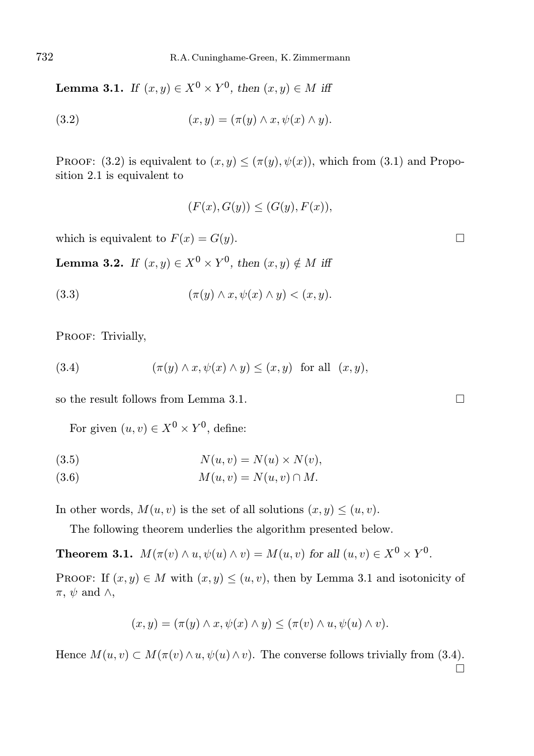**Lemma 3.1.** *If* $(x, y) \in X^0 \times Y^0$, *then* $(x, y) \in M$ *iff*

$$(x, y) = (\pi(y) \wedge x, \psi(x) \wedge y). \tag{3.2}$$

Proof: (3.2) is equivalent to $(x, y) \leq (\pi(y), \psi(x))$, which from (3.1) and Proposition 2.1 is equivalent to

$$(F(x), G(y)) \leq (G(y), F(x)),$$

which is equivalent to $F(x) = G(y)$. □

**Lemma 3.2.** *If* $(x, y) \in X^0 \times Y^0$, *then* $(x, y) \notin M$ *iff*

$$(\pi(y) \wedge x, \psi(x) \wedge y) < (x, y). \tag{3.3}$$

Proof: Trivially,

$$(\pi(y) \wedge x, \psi(x) \wedge y) \leq (x, y) \quad \text{for all} \quad (x, y), \tag{3.4}$$

so the result follows from Lemma 3.1. □

For given $(u, v) \in X^0 \times Y^0$, define:

$$N(u, v) = N(u) \times N(v), \tag{3.5}$$

$$M(u, v) = N(u, v) \cap M. \tag{3.6}$$

In other words, $M(u, v)$ is the set of all solutions $(x, y) \leq (u, v)$.

The following theorem underlies the algorithm presented below.

**Theorem 3.1.** $M(\pi(v) \wedge u, \psi(u) \wedge v) = M(u, v)$ *for all* $(u, v) \in X^0 \times Y^0$.

Proof: If $(x, y) \in M$ with $(x, y) \leq (u, v)$, then by Lemma 3.1 and isotonicity of $\pi$, $\psi$ and $\wedge$,

$$(x, y) = (\pi(y) \wedge x, \psi(x) \wedge y) \leq (\pi(v) \wedge u, \psi(u) \wedge v).$$

Hence $M(u, v) \subset M(\pi(v) \wedge u, \psi(u) \wedge v)$. The converse follows trivially from (3.4). □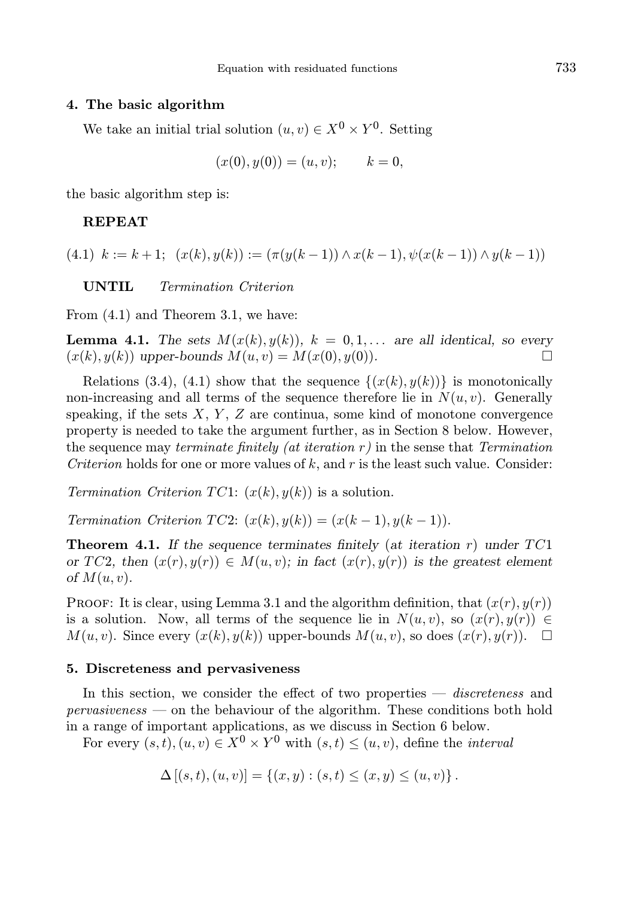## 4. The basic algorithm

We take an initial trial solution $(u, v) \in X^0 \times Y^0$. Setting

$$(x(0), y(0)) = (u, v); \qquad k = 0,$$

the basic algorithm step is:

**REPEAT**

(4.1) $k := k + 1;\ \ (x(k), y(k)) := (\pi(y(k-1)) \wedge x(k-1), \psi(x(k-1)) \wedge y(k-1))$

**UNTIL** *Termination Criterion*

From (4.1) and Theorem 3.1, we have:

**Lemma 4.1.** *The sets $M(x(k), y(k))$, $k = 0, 1, \dots$ are all identical, so every $(x(k), y(k))$ upper-bounds $M(u, v) = M(x(0), y(0))$.* $\square$

Relations (3.4), (4.1) show that the sequence $\{(x(k), y(k))\}$ is monotonically non-increasing and all terms of the sequence therefore lie in $N(u, v)$. Generally speaking, if the sets $X$, $Y$, $Z$ are continua, some kind of monotone convergence property is needed to take the argument further, as in Section 8 below. However, the sequence may *terminate finitely (at iteration $r$)* in the sense that *Termination Criterion* holds for one or more values of $k$, and $r$ is the least such value. Consider:

*Termination Criterion $TC1$*: $(x(k), y(k))$ is a solution.

*Termination Criterion $TC2$*: $(x(k), y(k)) = (x(k-1), y(k-1))$.

**Theorem 4.1.** *If the sequence terminates finitely (at iteration $r$) under $TC1$ or $TC2$, then $(x(r), y(r)) \in M(u, v)$; in fact $(x(r), y(r))$ is the greatest element of $M(u, v)$.*

Proof: It is clear, using Lemma 3.1 and the algorithm definition, that $(x(r), y(r))$ is a solution. Now, all terms of the sequence lie in $N(u, v)$, so $(x(r), y(r)) \in M(u, v)$. Since every $(x(k), y(k))$ upper-bounds $M(u, v)$, so does $(x(r), y(r))$. $\square$

## 5. Discreteness and pervasiveness

In this section, we consider the effect of two properties — *discreteness* and *pervasiveness* — on the behaviour of the algorithm. These conditions both hold in a range of important applications, as we discuss in Section 6 below.

For every $(s, t), (u, v) \in X^0 \times Y^0$ with $(s, t) \leq (u, v)$, define the *interval*

$$\Delta\left[(s, t), (u, v)\right] = \{(x, y) : (s, t) \leq (x, y) \leq (u, v)\}.$$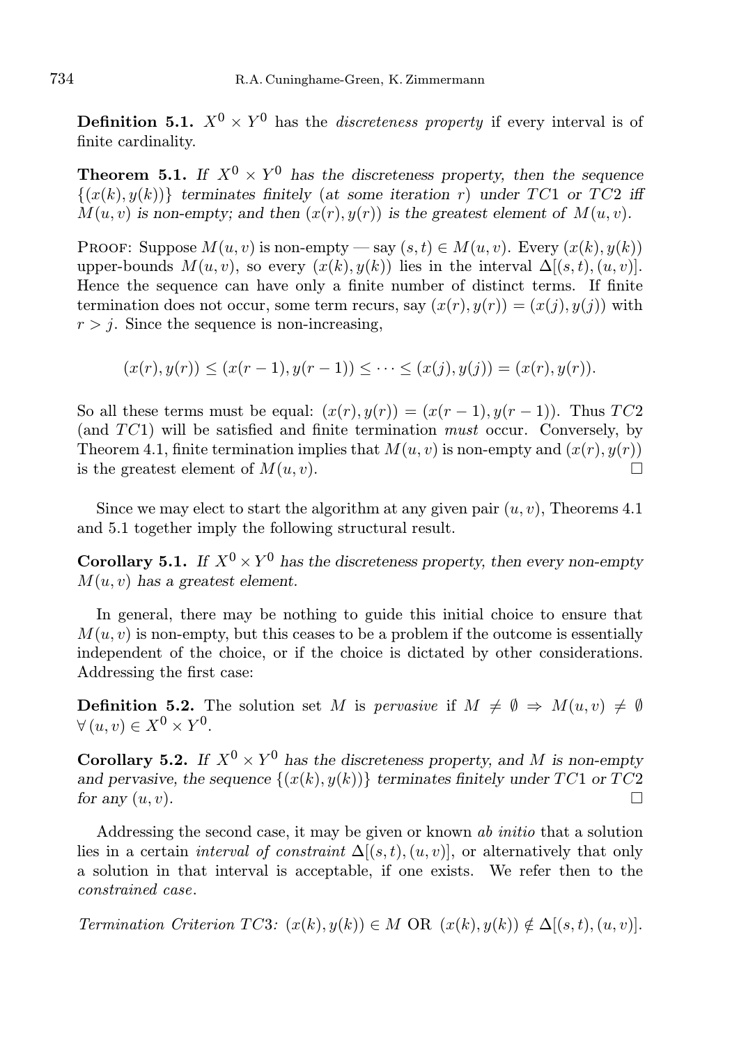**Definition 5.1.** $X^0 \times Y^0$ has the *discreteness property* if every interval is of finite cardinality.

**Theorem 5.1.** *If $X^0 \times Y^0$ has the discreteness property, then the sequence $\{(x(k), y(k))\}$ terminates finitely (at some iteration $r$) under $TC1$ or $TC2$ iff $M(u, v)$ is non-empty; and then $(x(r), y(r))$ is the greatest element of $M(u, v)$.*

Proof: Suppose $M(u, v)$ is non-empty — say $(s, t) \in M(u, v)$. Every $(x(k), y(k))$ upper-bounds $M(u, v)$, so every $(x(k), y(k))$ lies in the interval $\Delta[(s, t), (u, v)]$. Hence the sequence can have only a finite number of distinct terms. If finite termination does not occur, some term recurs, say $(x(r), y(r)) = (x(j), y(j))$ with $r > j$. Since the sequence is non-increasing,

$$(x(r), y(r)) \leq (x(r-1), y(r-1)) \leq \cdots \leq (x(j), y(j)) = (x(r), y(r)).$$

So all these terms must be equal: $(x(r), y(r)) = (x(r-1), y(r-1))$. Thus $TC2$ (and $TC1$) will be satisfied and finite termination *must* occur. Conversely, by Theorem 4.1, finite termination implies that $M(u, v)$ is non-empty and $(x(r), y(r))$ is the greatest element of $M(u, v)$. □

Since we may elect to start the algorithm at any given pair $(u, v)$, Theorems 4.1 and 5.1 together imply the following structural result.

**Corollary 5.1.** *If $X^0 \times Y^0$ has the discreteness property, then every non-empty $M(u, v)$ has a greatest element.*

In general, there may be nothing to guide this initial choice to ensure that $M(u, v)$ is non-empty, but this ceases to be a problem if the outcome is essentially independent of the choice, or if the choice is dictated by other considerations. Addressing the first case:

**Definition 5.2.** The solution set $M$ is *pervasive* if $M \neq \emptyset \Rightarrow M(u, v) \neq \emptyset$ $\forall\, (u, v) \in X^0 \times Y^0$.

**Corollary 5.2.** *If $X^0 \times Y^0$ has the discreteness property, and $M$ is non-empty and pervasive, the sequence $\{(x(k), y(k))\}$ terminates finitely under $TC1$ or $TC2$ for any $(u, v)$.* □

Addressing the second case, it may be given or known *ab initio* that a solution lies in a certain *interval of constraint* $\Delta[(s, t), (u, v)]$, or alternatively that only a solution in that interval is acceptable, if one exists. We refer then to the *constrained case*.

*Termination Criterion $TC3$:* $(x(k), y(k)) \in M$ OR $(x(k), y(k)) \notin \Delta[(s, t), (u, v)]$.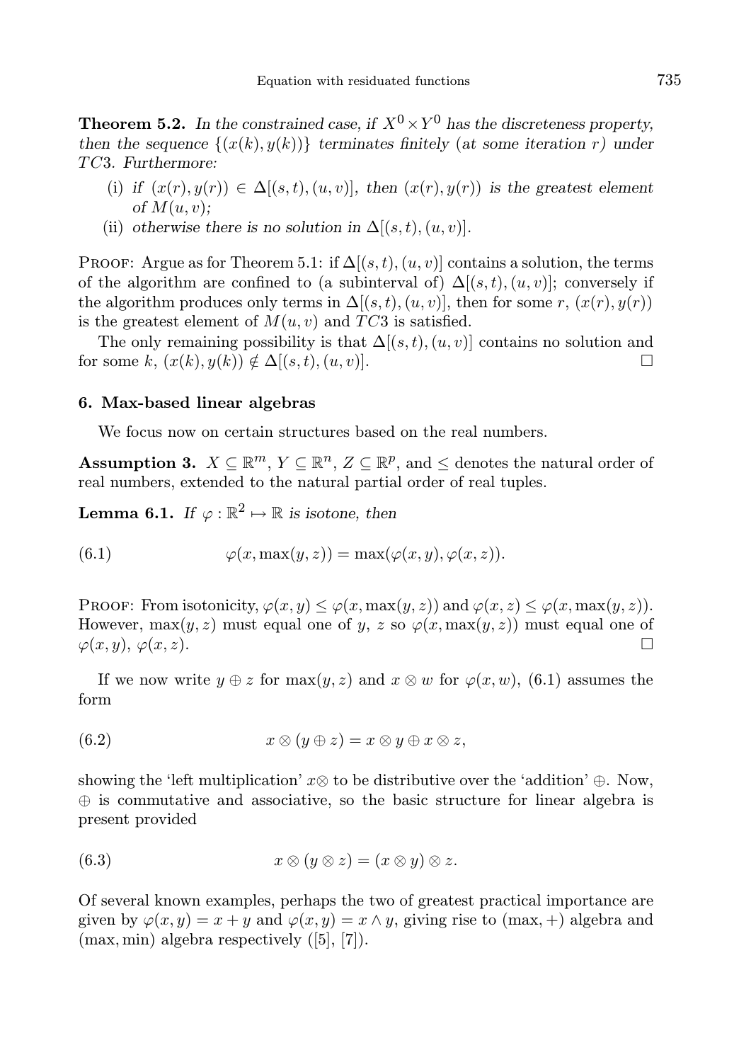**Theorem 5.2.** *In the constrained case, if $X^0 \times Y^0$ has the discreteness property, then the sequence $\{(x(k), y(k))\}$ terminates finitely (at some iteration $r$) under $TC3$. Furthermore:*

(i) *if $(x(r), y(r)) \in \Delta[(s,t),(u,v)]$, then $(x(r), y(r))$ is the greatest element of $M(u,v)$;*

(ii) *otherwise there is no solution in $\Delta[(s,t),(u,v)]$.*

Proof: Argue as for Theorem 5.1: if $\Delta[(s,t),(u,v)]$ contains a solution, the terms of the algorithm are confined to (a subinterval of) $\Delta[(s,t),(u,v)]$; conversely if the algorithm produces only terms in $\Delta[(s,t),(u,v)]$, then for some $r$, $(x(r), y(r))$ is the greatest element of $M(u,v)$ and $TC3$ is satisfied.

The only remaining possibility is that $\Delta[(s,t),(u,v)]$ contains no solution and for some $k$, $(x(k), y(k)) \notin \Delta[(s,t),(u,v)]$. $\square$

## 6. Max-based linear algebras

We focus now on certain structures based on the real numbers.

**Assumption 3.** $X \subseteq \mathbb{R}^m$, $Y \subseteq \mathbb{R}^n$, $Z \subseteq \mathbb{R}^p$, and $\leq$ denotes the natural order of real numbers, extended to the natural partial order of real tuples.

**Lemma 6.1.** *If $\varphi : \mathbb{R}^2 \mapsto \mathbb{R}$ is isotone, then*

$$\varphi(x, \max(y,z)) = \max(\varphi(x,y), \varphi(x,z)). \tag{6.1}$$

Proof: From isotonicity, $\varphi(x,y) \leq \varphi(x, \max(y,z))$ and $\varphi(x,z) \leq \varphi(x, \max(y,z))$. However, $\max(y,z)$ must equal one of $y$, $z$ so $\varphi(x, \max(y,z))$ must equal one of $\varphi(x,y)$, $\varphi(x,z)$. $\square$

If we now write $y \oplus z$ for $\max(y,z)$ and $x \otimes w$ for $\varphi(x,w)$, (6.1) assumes the form

$$x \otimes (y \oplus z) = x \otimes y \oplus x \otimes z, \tag{6.2}$$

showing the 'left multiplication' $x\otimes$ to be distributive over the 'addition' $\oplus$. Now, $\oplus$ is commutative and associative, so the basic structure for linear algebra is present provided

$$x \otimes (y \otimes z) = (x \otimes y) \otimes z. \tag{6.3}$$

Of several known examples, perhaps the two of greatest practical importance are given by $\varphi(x,y) = x + y$ and $\varphi(x,y) = x \wedge y$, giving rise to $(\max, +)$ algebra and $(\max, \min)$ algebra respectively ([5], [7]).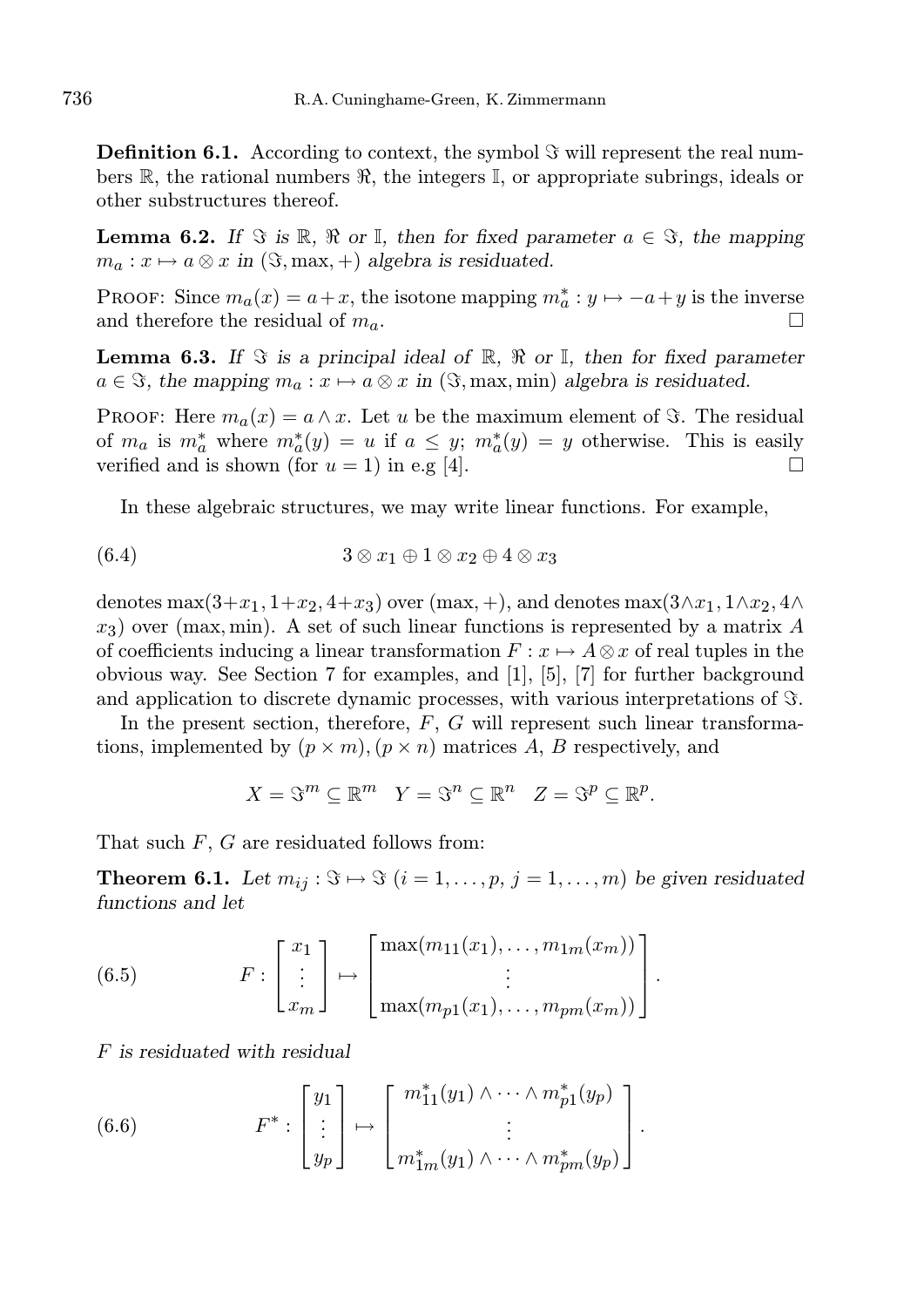**Definition 6.1.** According to context, the symbol $\Im$ will represent the real numbers $\mathbb{R}$, the rational numbers $\Re$, the integers $\mathbb{I}$, or appropriate subrings, ideals or other substructures thereof.

**Lemma 6.2.** *If $\Im$ is $\mathbb{R}$, $\Re$ or $\mathbb{I}$, then for fixed parameter $a \in \Im$, the mapping $m_a : x \mapsto a \otimes x$ in $(\Im, \max, +)$ algebra is residuated.*

Proof: Since $m_a(x) = a + x$, the isotone mapping $m_a^* : y \mapsto -a + y$ is the inverse and therefore the residual of $m_a$. $\square$

**Lemma 6.3.** *If $\Im$ is a principal ideal of $\mathbb{R}$, $\Re$ or $\mathbb{I}$, then for fixed parameter $a \in \Im$, the mapping $m_a : x \mapsto a \otimes x$ in $(\Im, \max, \min)$ algebra is residuated.*

Proof: Here $m_a(x) = a \wedge x$. Let $u$ be the maximum element of $\Im$. The residual of $m_a$ is $m_a^*$ where $m_a^*(y) = u$ if $a \leq y$; $m_a^*(y) = y$ otherwise. This is easily verified and is shown (for $u = 1$) in e.g [4]. $\square$

In these algebraic structures, we may write linear functions. For example,

$$3 \otimes x_1 \oplus 1 \otimes x_2 \oplus 4 \otimes x_3 \tag{6.4}$$

denotes $\max(3+x_1, 1+x_2, 4+x_3)$ over $(\max, +)$, and denotes $\max(3 \wedge x_1, 1 \wedge x_2, 4 \wedge x_3)$ over $(\max, \min)$. A set of such linear functions is represented by a matrix $A$ of coefficients inducing a linear transformation $F : x \mapsto A \otimes x$ of real tuples in the obvious way. See Section 7 for examples, and [1], [5], [7] for further background and application to discrete dynamic processes, with various interpretations of $\Im$.

In the present section, therefore, $F$, $G$ will represent such linear transformations, implemented by $(p \times m)$, $(p \times n)$ matrices $A$, $B$ respectively, and

$$X = \Im^m \subseteq \mathbb{R}^m \quad Y = \Im^n \subseteq \mathbb{R}^n \quad Z = \Im^p \subseteq \mathbb{R}^p.$$

That such $F$, $G$ are residuated follows from:

**Theorem 6.1.** *Let $m_{ij} : \Im \mapsto \Im$ $(i = 1, \ldots, p,\ j = 1, \ldots, m)$ be given residuated functions and let*

$$F : \begin{bmatrix} x_1 \\ \vdots \\ x_m \end{bmatrix} \mapsto \begin{bmatrix} \max(m_{11}(x_1), \ldots, m_{1m}(x_m)) \\ \vdots \\ \max(m_{p1}(x_1), \ldots, m_{pm}(x_m)) \end{bmatrix}. \tag{6.5}$$

*$F$ is residuated with residual*

$$F^* : \begin{bmatrix} y_1 \\ \vdots \\ y_p \end{bmatrix} \mapsto \begin{bmatrix} m_{11}^*(y_1) \wedge \cdots \wedge m_{p1}^*(y_p) \\ \vdots \\ m_{1m}^*(y_1) \wedge \cdots \wedge m_{pm}^*(y_p) \end{bmatrix}. \tag{6.6}$$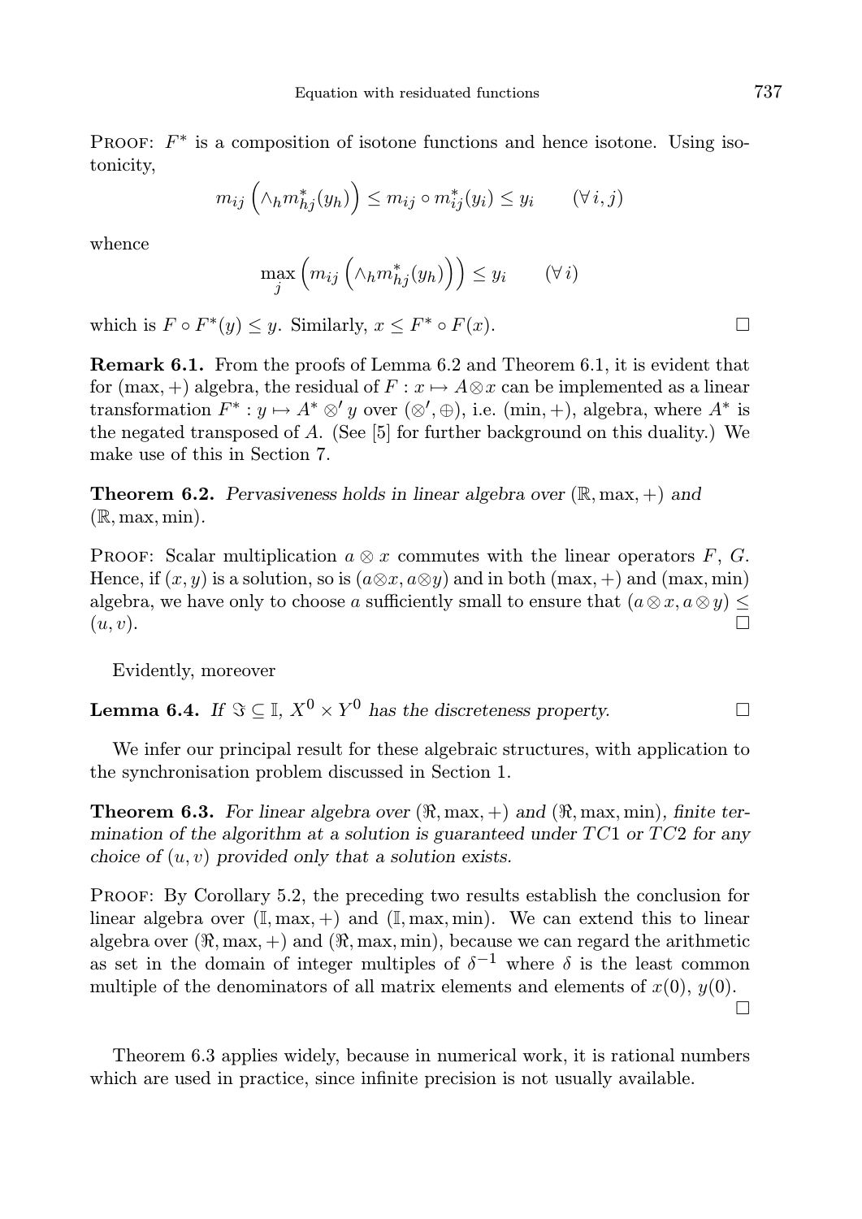Proof: $F^*$ is a composition of isotone functions and hence isotone. Using isotonicity,

$$m_{ij}\left(\wedge_h m^*_{hj}(y_h)\right) \leq m_{ij} \circ m^*_{ij}(y_i) \leq y_i \qquad (\forall\, i, j)$$

whence

$$\max_j \left(m_{ij}\left(\wedge_h m^*_{hj}(y_h)\right)\right) \leq y_i \qquad (\forall\, i)$$

which is $F \circ F^*(y) \leq y$. Similarly, $x \leq F^* \circ F(x)$. $\square$

**Remark 6.1.** From the proofs of Lemma 6.2 and Theorem 6.1, it is evident that for $(\max, +)$ algebra, the residual of $F : x \mapsto A \otimes x$ can be implemented as a linear transformation $F^* : y \mapsto A^* \otimes' y$ over $(\otimes', \oplus)$, i.e. $(\min, +)$, algebra, where $A^*$ is the negated transposed of $A$. (See [5] for further background on this duality.) We make use of this in Section 7.

**Theorem 6.2.** *Pervasiveness holds in linear algebra over* $(\mathbb{R}, \max, +)$ *and* $(\mathbb{R}, \max, \min)$.

Proof: Scalar multiplication $a \otimes x$ commutes with the linear operators $F$, $G$. Hence, if $(x, y)$ is a solution, so is $(a \otimes x, a \otimes y)$ and in both $(\max, +)$ and $(\max, \min)$ algebra, we have only to choose $a$ sufficiently small to ensure that $(a \otimes x, a \otimes y) \leq (u, v)$. $\square$

Evidently, moreover

**Lemma 6.4.** *If* $\Im \subseteq \mathbb{I}$, $X^0 \times Y^0$ *has the discreteness property.* $\square$

We infer our principal result for these algebraic structures, with application to the synchronisation problem discussed in Section 1.

**Theorem 6.3.** *For linear algebra over* $(\Re, \max, +)$ *and* $(\Re, \max, \min)$*, finite termination of the algorithm at a solution is guaranteed under* $TC1$ *or* $TC2$ *for any choice of* $(u, v)$ *provided only that a solution exists.*

Proof: By Corollary 5.2, the preceding two results establish the conclusion for linear algebra over $(\mathbb{I}, \max, +)$ and $(\mathbb{I}, \max, \min)$. We can extend this to linear algebra over $(\Re, \max, +)$ and $(\Re, \max, \min)$, because we can regard the arithmetic as set in the domain of integer multiples of $\delta^{-1}$ where $\delta$ is the least common multiple of the denominators of all matrix elements and elements of $x(0)$, $y(0)$. $\square$

Theorem 6.3 applies widely, because in numerical work, it is rational numbers which are used in practice, since infinite precision is not usually available.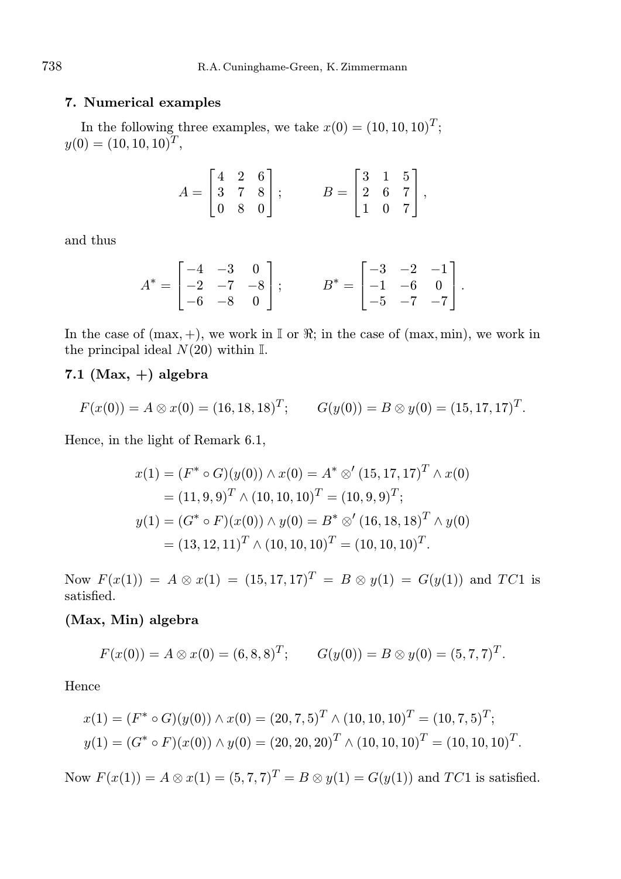## 7. Numerical examples

In the following three examples, we take $x(0) = (10, 10, 10)^T$; $y(0) = (10, 10, 10)^T$,

$$A = \begin{bmatrix} 4 & 2 & 6 \\ 3 & 7 & 8 \\ 0 & 8 & 0 \end{bmatrix}; \qquad B = \begin{bmatrix} 3 & 1 & 5 \\ 2 & 6 & 7 \\ 1 & 0 & 7 \end{bmatrix},$$

and thus

$$A^* = \begin{bmatrix} -4 & -3 & 0 \\ -2 & -7 & -8 \\ -6 & -8 & 0 \end{bmatrix}; \qquad B^* = \begin{bmatrix} -3 & -2 & -1 \\ -1 & -6 & 0 \\ -5 & -7 & -7 \end{bmatrix}.$$

In the case of (max, +), we work in $\mathbb{I}$ or $\Re$; in the case of (max, min), we work in the principal ideal $N(20)$ within $\mathbb{I}$.

### 7.1 (Max, +) algebra

$$F(x(0)) = A \otimes x(0) = (16, 18, 18)^T; \qquad G(y(0)) = B \otimes y(0) = (15, 17, 17)^T.$$

Hence, in the light of Remark 6.1,

$$\begin{aligned} x(1) &= (F^* \circ G)(y(0)) \wedge x(0) = A^* \otimes' (15, 17, 17)^T \wedge x(0) \\ &= (11, 9, 9)^T \wedge (10, 10, 10)^T = (10, 9, 9)^T; \\ y(1) &= (G^* \circ F)(x(0)) \wedge y(0) = B^* \otimes' (16, 18, 18)^T \wedge y(0) \\ &= (13, 12, 11)^T \wedge (10, 10, 10)^T = (10, 10, 10)^T. \end{aligned}$$

Now $F(x(1)) = A \otimes x(1) = (15, 17, 17)^T = B \otimes y(1) = G(y(1))$ and $TC1$ is satisfied.

### (Max, Min) algebra

$$F(x(0)) = A \otimes x(0) = (6, 8, 8)^T; \qquad G(y(0)) = B \otimes y(0) = (5, 7, 7)^T.$$

Hence

$$\begin{aligned} x(1) &= (F^* \circ G)(y(0)) \wedge x(0) = (20, 7, 5)^T \wedge (10, 10, 10)^T = (10, 7, 5)^T; \\ y(1) &= (G^* \circ F)(x(0)) \wedge y(0) = (20, 20, 20)^T \wedge (10, 10, 10)^T = (10, 10, 10)^T. \end{aligned}$$

Now $F(x(1)) = A \otimes x(1) = (5, 7, 7)^T = B \otimes y(1) = G(y(1))$ and $TC1$ is satisfied.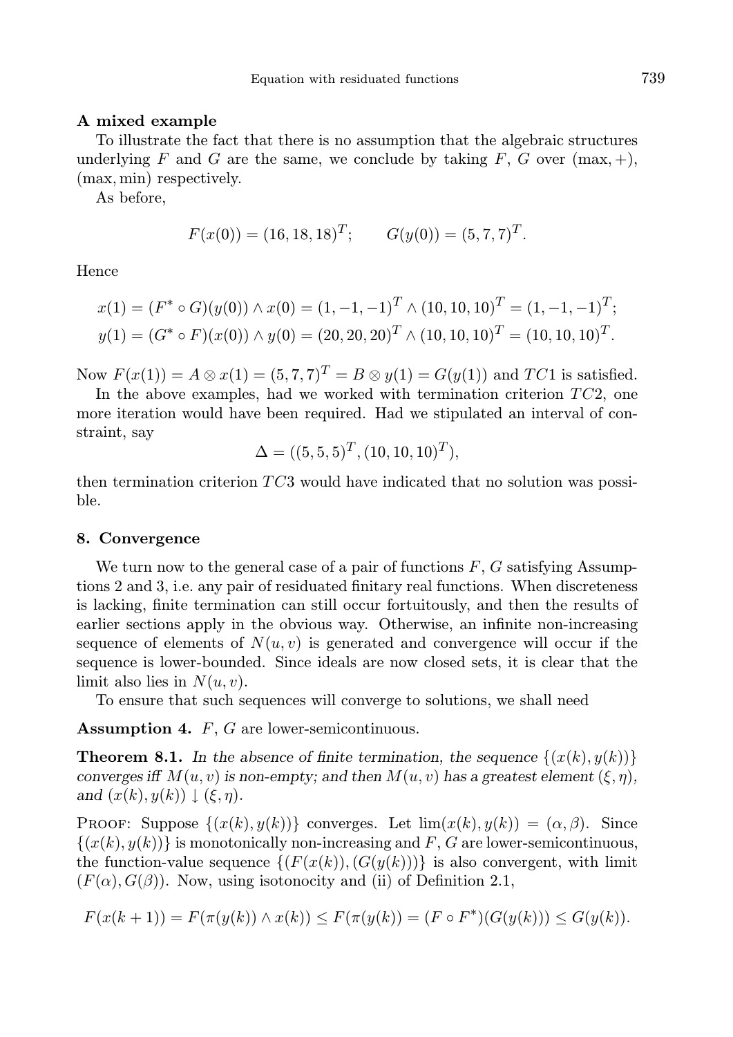**A mixed example**

To illustrate the fact that there is no assumption that the algebraic structures underlying $F$ and $G$ are the same, we conclude by taking $F$, $G$ over $(\max, +)$, $(\max, \min)$ respectively.

As before,

$$F(x(0)) = (16, 18, 18)^T; \qquad G(y(0)) = (5, 7, 7)^T.$$

Hence

$$x(1) = (F^* \circ G)(y(0)) \wedge x(0) = (1, -1, -1)^T \wedge (10, 10, 10)^T = (1, -1, -1)^T;$$
$$y(1) = (G^* \circ F)(x(0)) \wedge y(0) = (20, 20, 20)^T \wedge (10, 10, 10)^T = (10, 10, 10)^T.$$

Now $F(x(1)) = A \otimes x(1) = (5, 7, 7)^T = B \otimes y(1) = G(y(1))$ and $TC1$ is satisfied.

In the above examples, had we worked with termination criterion $TC2$, one more iteration would have been required. Had we stipulated an interval of constraint, say

$$\Delta = ((5, 5, 5)^T, (10, 10, 10)^T),$$

then termination criterion $TC3$ would have indicated that no solution was possible.

## 8. Convergence

We turn now to the general case of a pair of functions $F$, $G$ satisfying Assumptions 2 and 3, i.e. any pair of residuated finitary real functions. When discreteness is lacking, finite termination can still occur fortuitously, and then the results of earlier sections apply in the obvious way. Otherwise, an infinite non-increasing sequence of elements of $N(u, v)$ is generated and convergence will occur if the sequence is lower-bounded. Since ideals are now closed sets, it is clear that the limit also lies in $N(u, v)$.

To ensure that such sequences will converge to solutions, we shall need

**Assumption 4.** $F$, $G$ are lower-semicontinuous.

**Theorem 8.1.** *In the absence of finite termination, the sequence $\{(x(k), y(k))\}$ converges iff $M(u, v)$ is non-empty; and then $M(u, v)$ has a greatest element $(\xi, \eta)$, and $(x(k), y(k)) \downarrow (\xi, \eta)$.*

Proof: Suppose $\{(x(k), y(k))\}$ converges. Let $\lim(x(k), y(k)) = (\alpha, \beta)$. Since $\{(x(k), y(k))\}$ is monotonically non-increasing and $F$, $G$ are lower-semicontinuous, the function-value sequence $\{(F(x(k)), (G(y(k)))\}$ is also convergent, with limit $(F(\alpha), G(\beta))$. Now, using isotonocity and (ii) of Definition 2.1,

$$F(x(k+1)) = F(\pi(y(k)) \wedge x(k)) \leq F(\pi(y(k)) = (F \circ F^*)(G(y(k))) \leq G(y(k)).$$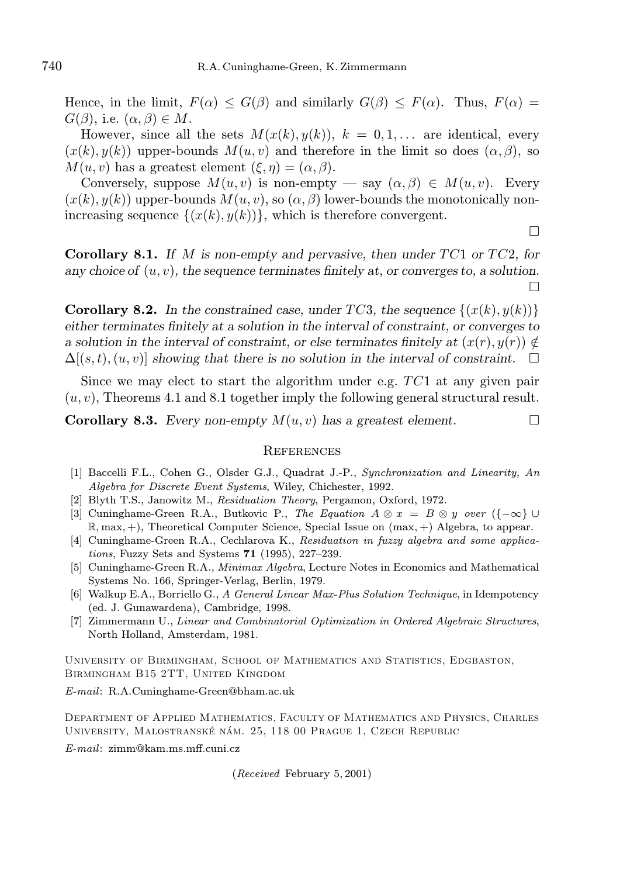Hence, in the limit, $F(\alpha) \leq G(\beta)$ and similarly $G(\beta) \leq F(\alpha)$. Thus, $F(\alpha) = G(\beta)$, i.e. $(\alpha, \beta) \in M$.

However, since all the sets $M(x(k), y(k))$, $k = 0, 1, \ldots$ are identical, every $(x(k), y(k))$ upper-bounds $M(u, v)$ and therefore in the limit so does $(\alpha, \beta)$, so $M(u, v)$ has a greatest element $(\xi, \eta) = (\alpha, \beta)$.

Conversely, suppose $M(u, v)$ is non-empty — say $(\alpha, \beta) \in M(u, v)$. Every $(x(k), y(k))$ upper-bounds $M(u, v)$, so $(\alpha, \beta)$ lower-bounds the monotonically non-increasing sequence $\{(x(k), y(k))\}$, which is therefore convergent.

□

**Corollary 8.1.** *If $M$ is non-empty and pervasive, then under $TC1$ or $TC2$, for any choice of $(u, v)$, the sequence terminates finitely at, or converges to, a solution.* □

**Corollary 8.2.** *In the constrained case, under $TC3$, the sequence $\{(x(k), y(k))\}$ either terminates finitely at a solution in the interval of constraint, or converges to a solution in the interval of constraint, or else terminates finitely at $(x(r), y(r)) \notin \Delta[(s, t), (u, v)]$ showing that there is no solution in the interval of constraint.* □

Since we may elect to start the algorithm under e.g. $TC1$ at any given pair $(u, v)$, Theorems 4.1 and 8.1 together imply the following general structural result.

**Corollary 8.3.** *Every non-empty $M(u, v)$ has a greatest element.* □

## References

[1] Baccelli F.L., Cohen G., Olsder G.J., Quadrat J.-P., *Synchronization and Linearity, An Algebra for Discrete Event Systems*, Wiley, Chichester, 1992.

[2] Blyth T.S., Janowitz M., *Residuation Theory*, Pergamon, Oxford, 1972.

[3] Cuninghame-Green R.A., Butkovic P., *The Equation $A \otimes x = B \otimes y$ over $(\{-\infty\} \cup \mathbb{R}, \max, +)$*, Theoretical Computer Science, Special Issue on $(\max, +)$ Algebra, to appear.

[4] Cuninghame-Green R.A., Cechlarova K., *Residuation in fuzzy algebra and some applications*, Fuzzy Sets and Systems **71** (1995), 227–239.

[5] Cuninghame-Green R.A., *Minimax Algebra*, Lecture Notes in Economics and Mathematical Systems No. 166, Springer-Verlag, Berlin, 1979.

[6] Walkup E.A., Borriello G., *A General Linear Max-Plus Solution Technique*, in Idempotency (ed. J. Gunawardena), Cambridge, 1998.

[7] Zimmermann U., *Linear and Combinatorial Optimization in Ordered Algebraic Structures*, North Holland, Amsterdam, 1981.

University of Birmingham, School of Mathematics and Statistics, Edgbaston, Birmingham B15 2TT, United Kingdom

*E-mail*: R.A.Cuninghame-Green@bham.ac.uk

Department of Applied Mathematics, Faculty of Mathematics and Physics, Charles University, Malostranské nám. 25, 118 00 Prague 1, Czech Republic

*E-mail*: zimm@kam.ms.mff.cuni.cz

(*Received* February 5, 2001)